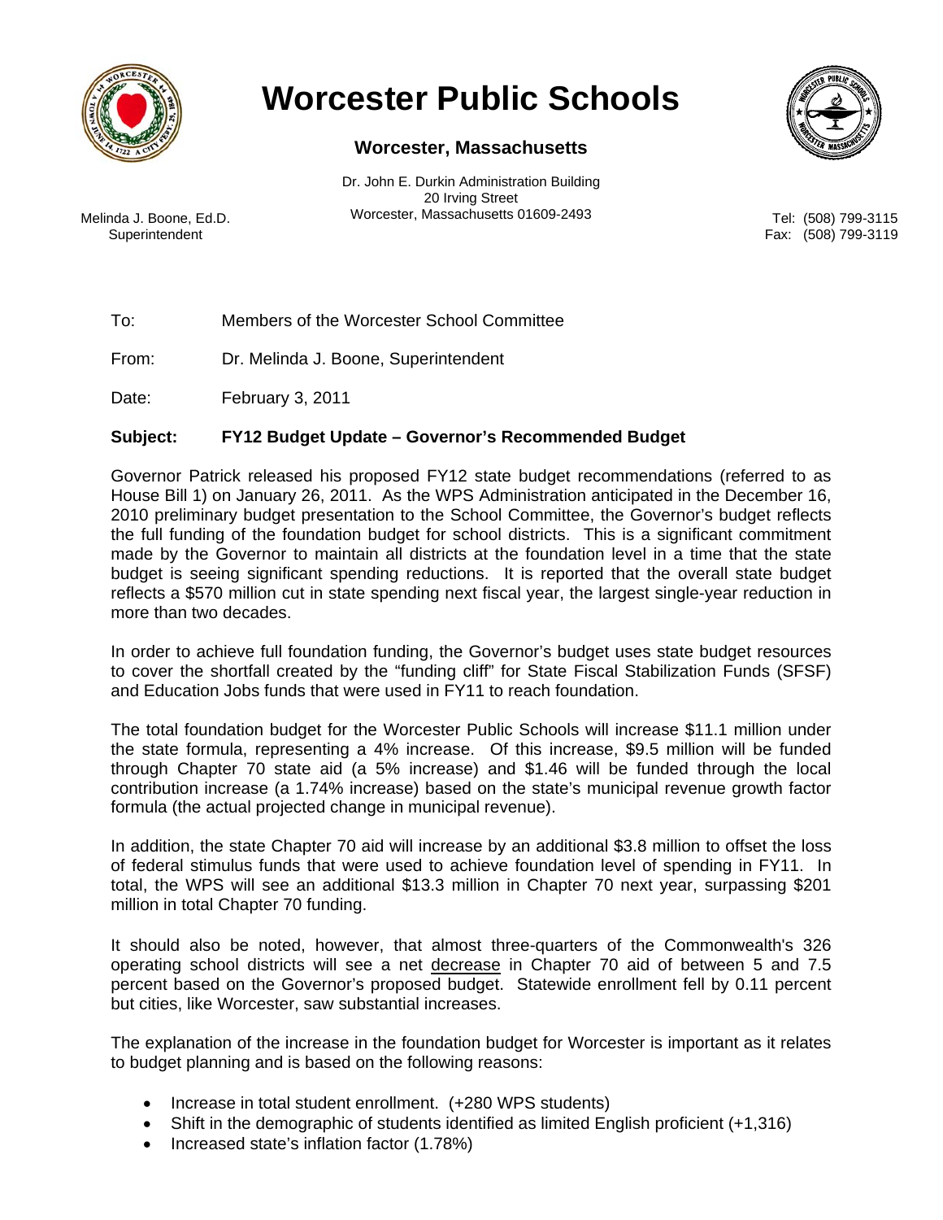# Worcester Public Schools

## Worcester, Massachusetts

Dr. John E. Durkin Administration Building
20 Irving Street
Worcester, Massachusetts 01609-2493

Melinda J. Boone, Ed.D.
Superintendent

Tel: (508) 799-3115
Fax: (508) 799-3119

To: Members of the Worcester School Committee

From: Dr. Melinda J. Boone, Superintendent

Date: February 3, 2011

**Subject: FY12 Budget Update – Governor's Recommended Budget**

Governor Patrick released his proposed FY12 state budget recommendations (referred to as House Bill 1) on January 26, 2011. As the WPS Administration anticipated in the December 16, 2010 preliminary budget presentation to the School Committee, the Governor's budget reflects the full funding of the foundation budget for school districts. This is a significant commitment made by the Governor to maintain all districts at the foundation level in a time that the state budget is seeing significant spending reductions. It is reported that the overall state budget reflects a $570 million cut in state spending next fiscal year, the largest single-year reduction in more than two decades.

In order to achieve full foundation funding, the Governor's budget uses state budget resources to cover the shortfall created by the "funding cliff" for State Fiscal Stabilization Funds (SFSF) and Education Jobs funds that were used in FY11 to reach foundation.

The total foundation budget for the Worcester Public Schools will increase $11.1 million under the state formula, representing a 4% increase. Of this increase, $9.5 million will be funded through Chapter 70 state aid (a 5% increase) and $1.46 will be funded through the local contribution increase (a 1.74% increase) based on the state's municipal revenue growth factor formula (the actual projected change in municipal revenue).

In addition, the state Chapter 70 aid will increase by an additional $3.8 million to offset the loss of federal stimulus funds that were used to achieve foundation level of spending in FY11. In total, the WPS will see an additional $13.3 million in Chapter 70 next year, surpassing $201 million in total Chapter 70 funding.

It should also be noted, however, that almost three-quarters of the Commonwealth's 326 operating school districts will see a net <u>decrease</u> in Chapter 70 aid of between 5 and 7.5 percent based on the Governor's proposed budget. Statewide enrollment fell by 0.11 percent but cities, like Worcester, saw substantial increases.

The explanation of the increase in the foundation budget for Worcester is important as it relates to budget planning and is based on the following reasons:

- Increase in total student enrollment. (+280 WPS students)
- Shift in the demographic of students identified as limited English proficient (+1,316)
- Increased state's inflation factor (1.78%)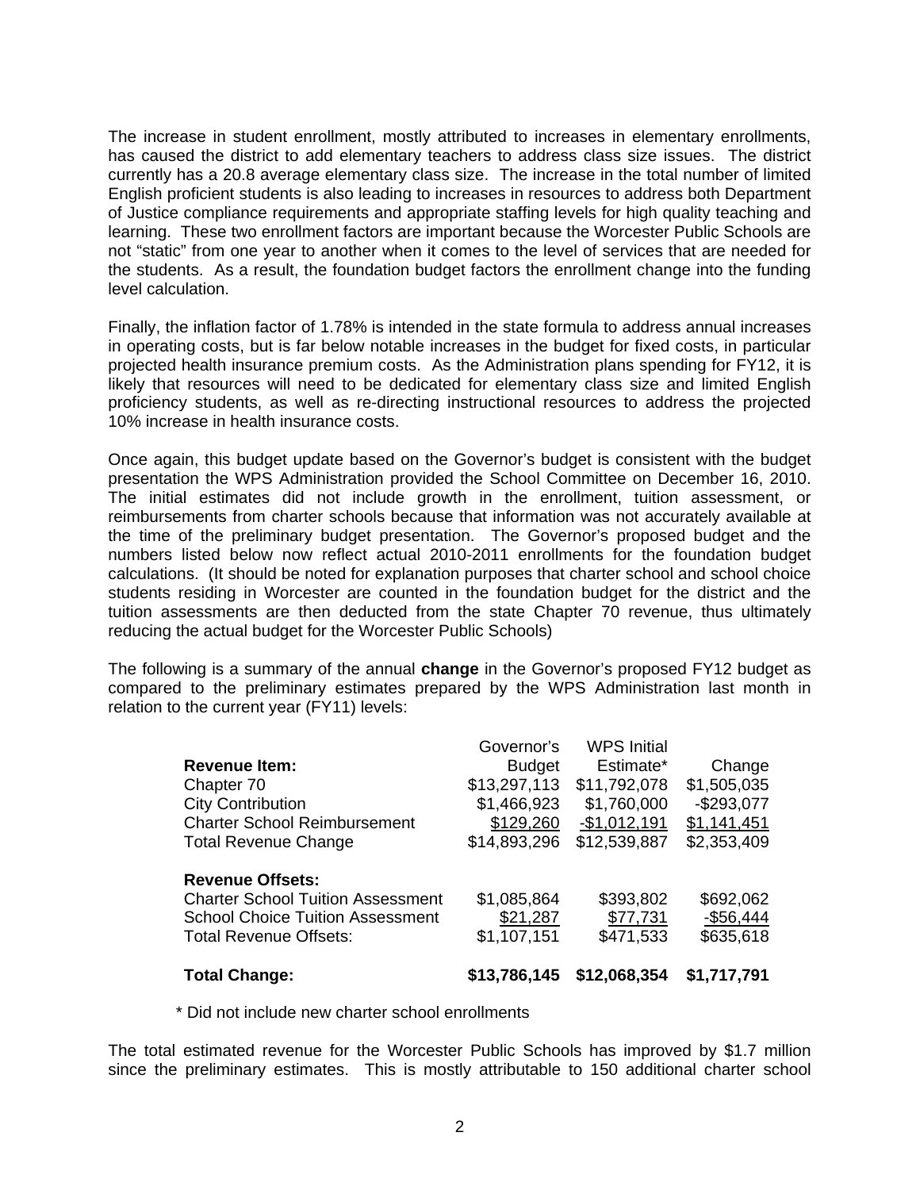The increase in student enrollment, mostly attributed to increases in elementary enrollments, has caused the district to add elementary teachers to address class size issues. The district currently has a 20.8 average elementary class size. The increase in the total number of limited English proficient students is also leading to increases in resources to address both Department of Justice compliance requirements and appropriate staffing levels for high quality teaching and learning. These two enrollment factors are important because the Worcester Public Schools are not "static" from one year to another when it comes to the level of services that are needed for the students. As a result, the foundation budget factors the enrollment change into the funding level calculation.

Finally, the inflation factor of 1.78% is intended in the state formula to address annual increases in operating costs, but is far below notable increases in the budget for fixed costs, in particular projected health insurance premium costs. As the Administration plans spending for FY12, it is likely that resources will need to be dedicated for elementary class size and limited English proficiency students, as well as re-directing instructional resources to address the projected 10% increase in health insurance costs.

Once again, this budget update based on the Governor's budget is consistent with the budget presentation the WPS Administration provided the School Committee on December 16, 2010. The initial estimates did not include growth in the enrollment, tuition assessment, or reimbursements from charter schools because that information was not accurately available at the time of the preliminary budget presentation. The Governor's proposed budget and the numbers listed below now reflect actual 2010-2011 enrollments for the foundation budget calculations. (It should be noted for explanation purposes that charter school and school choice students residing in Worcester are counted in the foundation budget for the district and the tuition assessments are then deducted from the state Chapter 70 revenue, thus ultimately reducing the actual budget for the Worcester Public Schools)

The following is a summary of the annual **change** in the Governor's proposed FY12 budget as compared to the preliminary estimates prepared by the WPS Administration last month in relation to the current year (FY11) levels:

| **Revenue Item:** | Governor's Budget | WPS Initial Estimate* | Change |
|---|---|---|---|
| Chapter 70 | $13,297,113 | $11,792,078 | $1,505,035 |
| City Contribution | $1,466,923 | $1,760,000 | -$293,077 |
| Charter School Reimbursement | $129,260 | -$1,012,191 | $1,141,451 |
| Total Revenue Change | $14,893,296 | $12,539,887 | $2,353,409 |
| **Revenue Offsets:** | | | |
| Charter School Tuition Assessment | $1,085,864 | $393,802 | $692,062 |
| School Choice Tuition Assessment | $21,287 | $77,731 | -$56,444 |
| Total Revenue Offsets: | $1,107,151 | $471,533 | $635,618 |
| **Total Change:** | **$13,786,145** | **$12,068,354** | **$1,717,791** |

\* Did not include new charter school enrollments

The total estimated revenue for the Worcester Public Schools has improved by $1.7 million since the preliminary estimates. This is mostly attributable to 150 additional charter school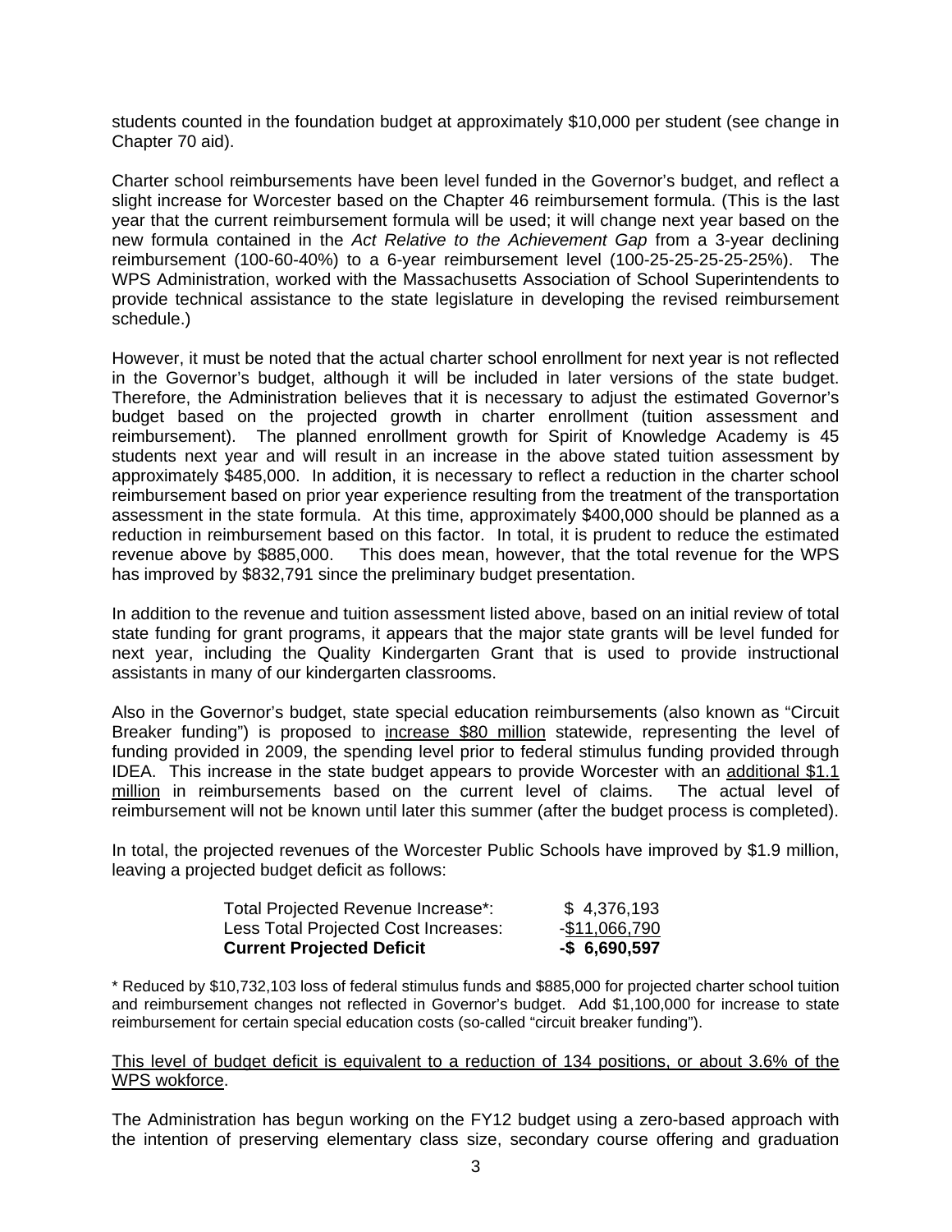students counted in the foundation budget at approximately $10,000 per student (see change in Chapter 70 aid).

Charter school reimbursements have been level funded in the Governor's budget, and reflect a slight increase for Worcester based on the Chapter 46 reimbursement formula. (This is the last year that the current reimbursement formula will be used; it will change next year based on the new formula contained in the *Act Relative to the Achievement Gap* from a 3-year declining reimbursement (100-60-40%) to a 6-year reimbursement level (100-25-25-25-25-25%). The WPS Administration, worked with the Massachusetts Association of School Superintendents to provide technical assistance to the state legislature in developing the revised reimbursement schedule.)

However, it must be noted that the actual charter school enrollment for next year is not reflected in the Governor's budget, although it will be included in later versions of the state budget. Therefore, the Administration believes that it is necessary to adjust the estimated Governor's budget based on the projected growth in charter enrollment (tuition assessment and reimbursement). The planned enrollment growth for Spirit of Knowledge Academy is 45 students next year and will result in an increase in the above stated tuition assessment by approximately $485,000. In addition, it is necessary to reflect a reduction in the charter school reimbursement based on prior year experience resulting from the treatment of the transportation assessment in the state formula. At this time, approximately $400,000 should be planned as a reduction in reimbursement based on this factor. In total, it is prudent to reduce the estimated revenue above by $885,000. This does mean, however, that the total revenue for the WPS has improved by $832,791 since the preliminary budget presentation.

In addition to the revenue and tuition assessment listed above, based on an initial review of total state funding for grant programs, it appears that the major state grants will be level funded for next year, including the Quality Kindergarten Grant that is used to provide instructional assistants in many of our kindergarten classrooms.

Also in the Governor's budget, state special education reimbursements (also known as "Circuit Breaker funding") is proposed to <u>increase $80 million</u> statewide, representing the level of funding provided in 2009, the spending level prior to federal stimulus funding provided through IDEA. This increase in the state budget appears to provide Worcester with an <u>additional $1.1 million</u> in reimbursements based on the current level of claims. The actual level of reimbursement will not be known until later this summer (after the budget process is completed).

In total, the projected revenues of the Worcester Public Schools have improved by $1.9 million, leaving a projected budget deficit as follows:

| | |
|---|---|
| Total Projected Revenue Increase*: | $ 4,376,193 |
| Less Total Projected Cost Increases: | -$11,066,790 |
| **Current Projected Deficit** | **-$ 6,690,597** |

\* Reduced by $10,732,103 loss of federal stimulus funds and $885,000 for projected charter school tuition and reimbursement changes not reflected in Governor's budget. Add $1,100,000 for increase to state reimbursement for certain special education costs (so-called "circuit breaker funding").

<u>This level of budget deficit is equivalent to a reduction of 134 positions, or about 3.6% of the WPS wokforce</u>.

The Administration has begun working on the FY12 budget using a zero-based approach with the intention of preserving elementary class size, secondary course offering and graduation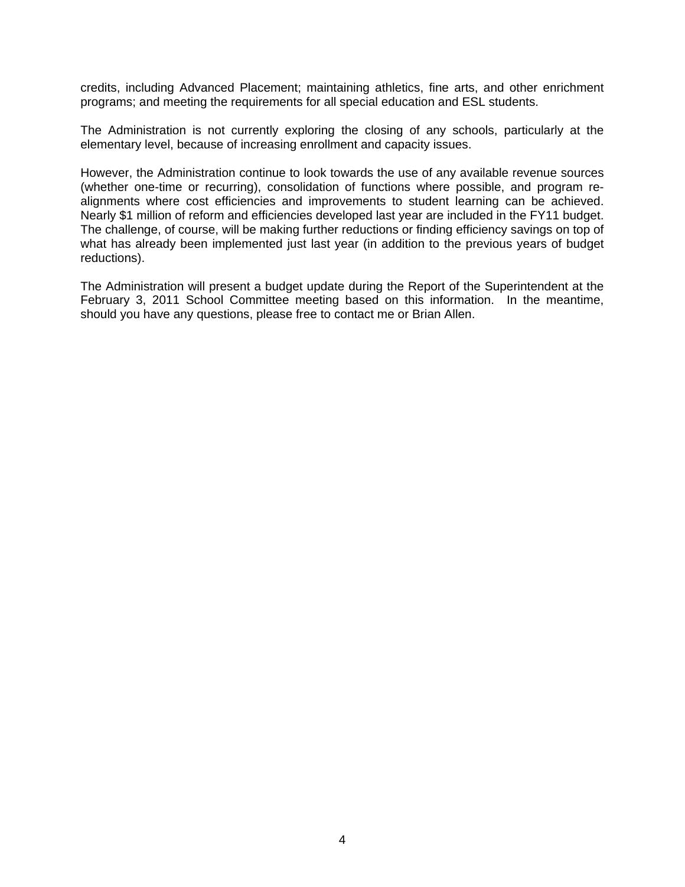credits, including Advanced Placement; maintaining athletics, fine arts, and other enrichment programs; and meeting the requirements for all special education and ESL students.

The Administration is not currently exploring the closing of any schools, particularly at the elementary level, because of increasing enrollment and capacity issues.

However, the Administration continue to look towards the use of any available revenue sources (whether one-time or recurring), consolidation of functions where possible, and program re-alignments where cost efficiencies and improvements to student learning can be achieved. Nearly $1 million of reform and efficiencies developed last year are included in the FY11 budget. The challenge, of course, will be making further reductions or finding efficiency savings on top of what has already been implemented just last year (in addition to the previous years of budget reductions).

The Administration will present a budget update during the Report of the Superintendent at the February 3, 2011 School Committee meeting based on this information. In the meantime, should you have any questions, please free to contact me or Brian Allen.